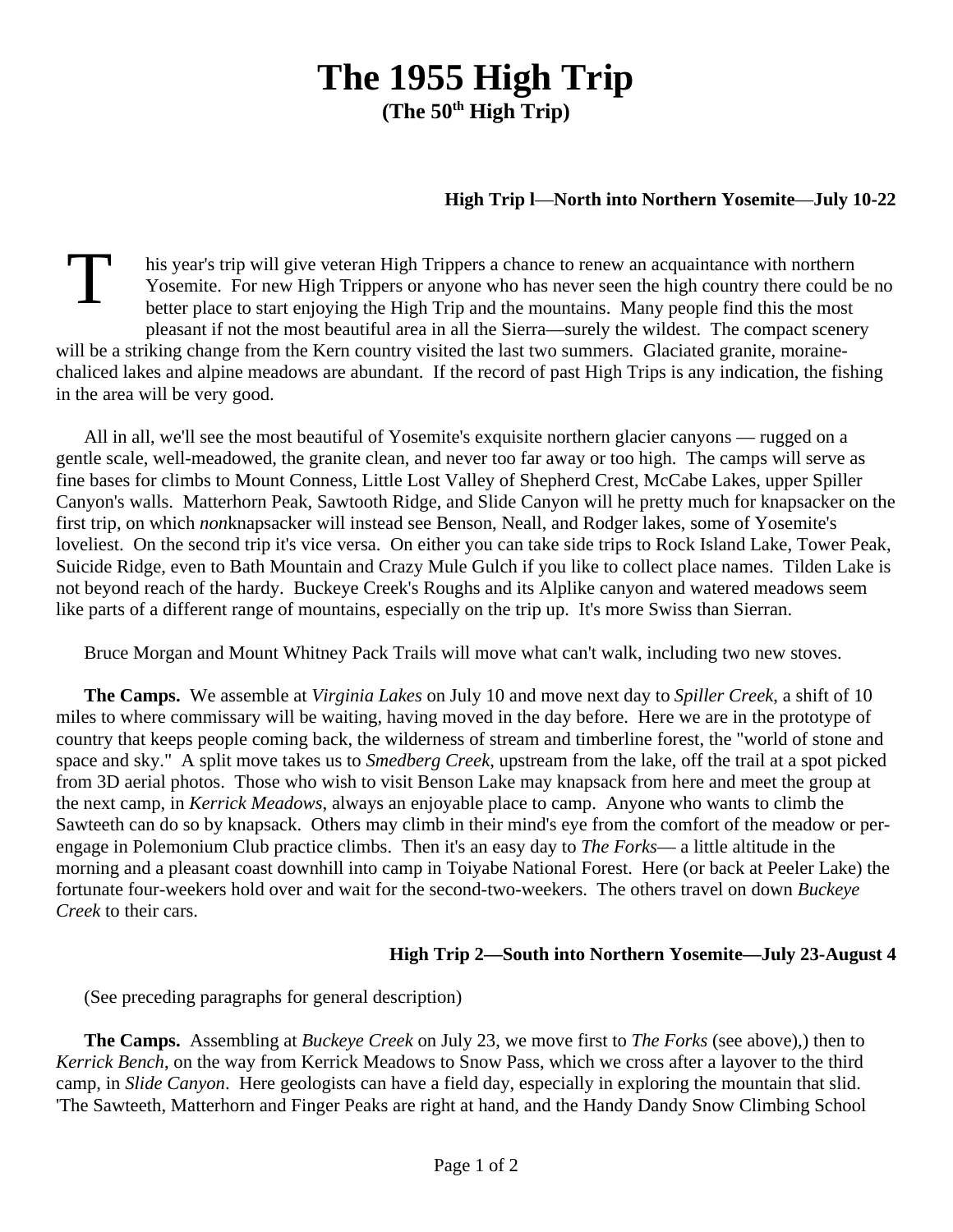# The 1955 High Trip

**(The 50th High Trip)**

**High Trip l—North into Northern Yosemite—July 10-22**

This year's trip will give veteran High Trippers a chance to renew an acquaintance with northern Yosemite. For new High Trippers or anyone who has never seen the high country there could be no better place to start enjoying the High Trip and the mountains. Many people find this the most pleasant if not the most beautiful area in all the Sierra—surely the wildest. The compact scenery will be a striking change from the Kern country visited the last two summers. Glaciated granite, moraine-chaliced lakes and alpine meadows are abundant. If the record of past High Trips is any indication, the fishing in the area will be very good.

All in all, we'll see the most beautiful of Yosemite's exquisite northern glacier canyons — rugged on a gentle scale, well-meadowed, the granite clean, and never too far away or too high. The camps will serve as fine bases for climbs to Mount Conness, Little Lost Valley of Shepherd Crest, McCabe Lakes, upper Spiller Canyon's walls. Matterhorn Peak, Sawtooth Ridge, and Slide Canyon will he pretty much for knapsacker on the first trip, on which *non*knapsacker will instead see Benson, Neall, and Rodger lakes, some of Yosemite's loveliest. On the second trip it's vice versa. On either you can take side trips to Rock Island Lake, Tower Peak, Suicide Ridge, even to Bath Mountain and Crazy Mule Gulch if you like to collect place names. Tilden Lake is not beyond reach of the hardy. Buckeye Creek's Roughs and its Alplike canyon and watered meadows seem like parts of a different range of mountains, especially on the trip up. It's more Swiss than Sierran.

Bruce Morgan and Mount Whitney Pack Trails will move what can't walk, including two new stoves.

**The Camps.** We assemble at *Virginia Lakes* on July 10 and move next day to *Spiller Creek*, a shift of 10 miles to where commissary will be waiting, having moved in the day before. Here we are in the prototype of country that keeps people coming back, the wilderness of stream and timberline forest, the "world of stone and space and sky." A split move takes us to *Smedberg Creek*, upstream from the lake, off the trail at a spot picked from 3D aerial photos. Those who wish to visit Benson Lake may knapsack from here and meet the group at the next camp, in *Kerrick Meadows*, always an enjoyable place to camp. Anyone who wants to climb the Sawteeth can do so by knapsack. Others may climb in their mind's eye from the comfort of the meadow or per-engage in Polemonium Club practice climbs. Then it's an easy day to *The Forks*— a little altitude in the morning and a pleasant coast downhill into camp in Toiyabe National Forest. Here (or back at Peeler Lake) the fortunate four-weekers hold over and wait for the second-two-weekers. The others travel on down *Buckeye Creek* to their cars.

**High Trip 2—South into Northern Yosemite—July 23-August 4**

(See preceding paragraphs for general description)

**The Camps.** Assembling at *Buckeye Creek* on July 23, we move first to *The Forks* (see above),) then to *Kerrick Bench*, on the way from Kerrick Meadows to Snow Pass, which we cross after a layover to the third camp, in *Slide Canyon*. Here geologists can have a field day, especially in exploring the mountain that slid. 'The Sawteeth, Matterhorn and Finger Peaks are right at hand, and the Handy Dandy Snow Climbing School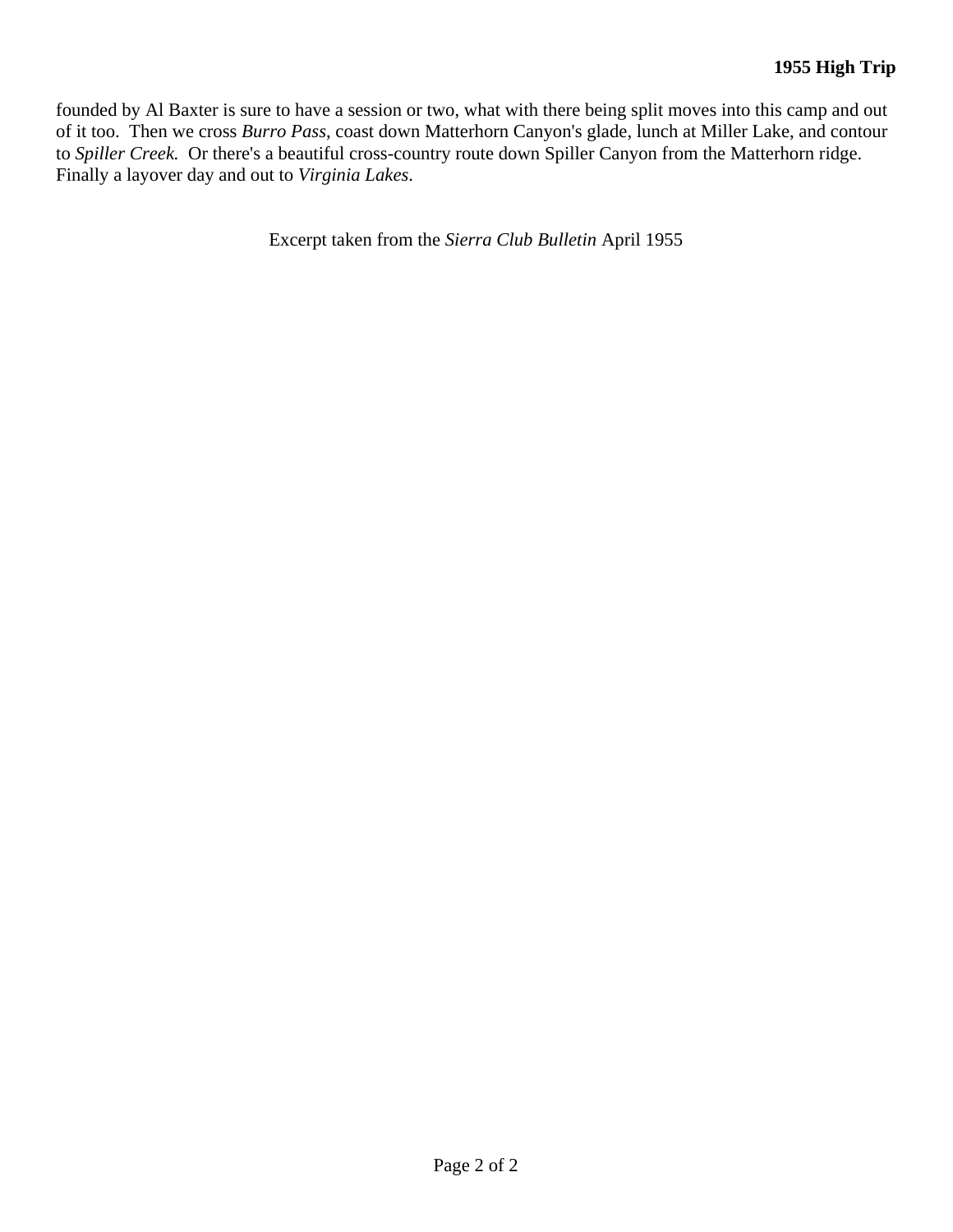founded by Al Baxter is sure to have a session or two, what with there being split moves into this camp and out of it too. Then we cross *Burro Pass*, coast down Matterhorn Canyon's glade, lunch at Miller Lake, and contour to *Spiller Creek.* Or there's a beautiful cross-country route down Spiller Canyon from the Matterhorn ridge. Finally a layover day and out to *Virginia Lakes*.

Excerpt taken from the *Sierra Club Bulletin* April 1955